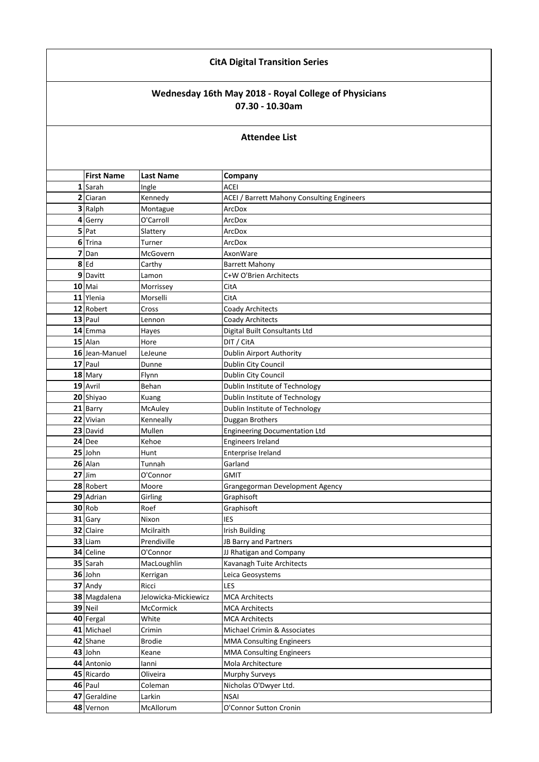## CitA Digital Transition Series

### Wednesday 16th May 2018 - Royal College of Physicians
### 07.30 - 10.30am

### Attendee List

| | First Name | Last Name | Company |
|---|---|---|---|
| 1 | Sarah | Ingle | ACEI |
| 2 | Ciaran | Kennedy | ACEI / Barrett Mahony Consulting Engineers |
| 3 | Ralph | Montague | ArcDox |
| 4 | Gerry | O'Carroll | ArcDox |
| 5 | Pat | Slattery | ArcDox |
| 6 | Trina | Turner | ArcDox |
| 7 | Dan | McGovern | AxonWare |
| 8 | Ed | Carthy | Barrett Mahony |
| 9 | Davitt | Lamon | C+W O'Brien Architects |
| 10 | Mai | Morrissey | CitA |
| 11 | Ylenia | Morselli | CitA |
| 12 | Robert | Cross | Coady Architects |
| 13 | Paul | Lennon | Coady Architects |
| 14 | Emma | Hayes | Digital Built Consultants Ltd |
| 15 | Alan | Hore | DIT / CitA |
| 16 | Jean-Manuel | LeJeune | Dublin Airport Authority |
| 17 | Paul | Dunne | Dublin City Council |
| 18 | Mary | Flynn | Dublin City Council |
| 19 | Avril | Behan | Dublin Institute of Technology |
| 20 | Shiyao | Kuang | Dublin Institute of Technology |
| 21 | Barry | McAuley | Dublin Institute of Technology |
| 22 | Vivian | Kenneally | Duggan Brothers |
| 23 | David | Mullen | Engineering Documentation Ltd |
| 24 | Dee | Kehoe | Engineers Ireland |
| 25 | John | Hunt | Enterprise Ireland |
| 26 | Alan | Tunnah | Garland |
| 27 | Jim | O'Connor | GMIT |
| 28 | Robert | Moore | Grangegorman Development Agency |
| 29 | Adrian | Girling | Graphisoft |
| 30 | Rob | Roef | Graphisoft |
| 31 | Gary | Nixon | IES |
| 32 | Claire | Mcilraith | Irish Building |
| 33 | Liam | Prendiville | JB Barry and Partners |
| 34 | Celine | O'Connor | JJ Rhatigan and Company |
| 35 | Sarah | MacLoughlin | Kavanagh Tuite Architects |
| 36 | John | Kerrigan | Leica Geosystems |
| 37 | Andy | Ricci | LES |
| 38 | Magdalena | Jelowicka-Mickiewicz | MCA Architects |
| 39 | Neil | McCormick | MCA Architects |
| 40 | Fergal | White | MCA Architects |
| 41 | Michael | Crimin | Michael Crimin & Associates |
| 42 | Shane | Brodie | MMA Consulting Engineers |
| 43 | John | Keane | MMA Consulting Engineers |
| 44 | Antonio | Ianni | Mola Architecture |
| 45 | Ricardo | Oliveira | Murphy Surveys |
| 46 | Paul | Coleman | Nicholas O'Dwyer Ltd. |
| 47 | Geraldine | Larkin | NSAI |
| 48 | Vernon | McAllorum | O'Connor Sutton Cronin |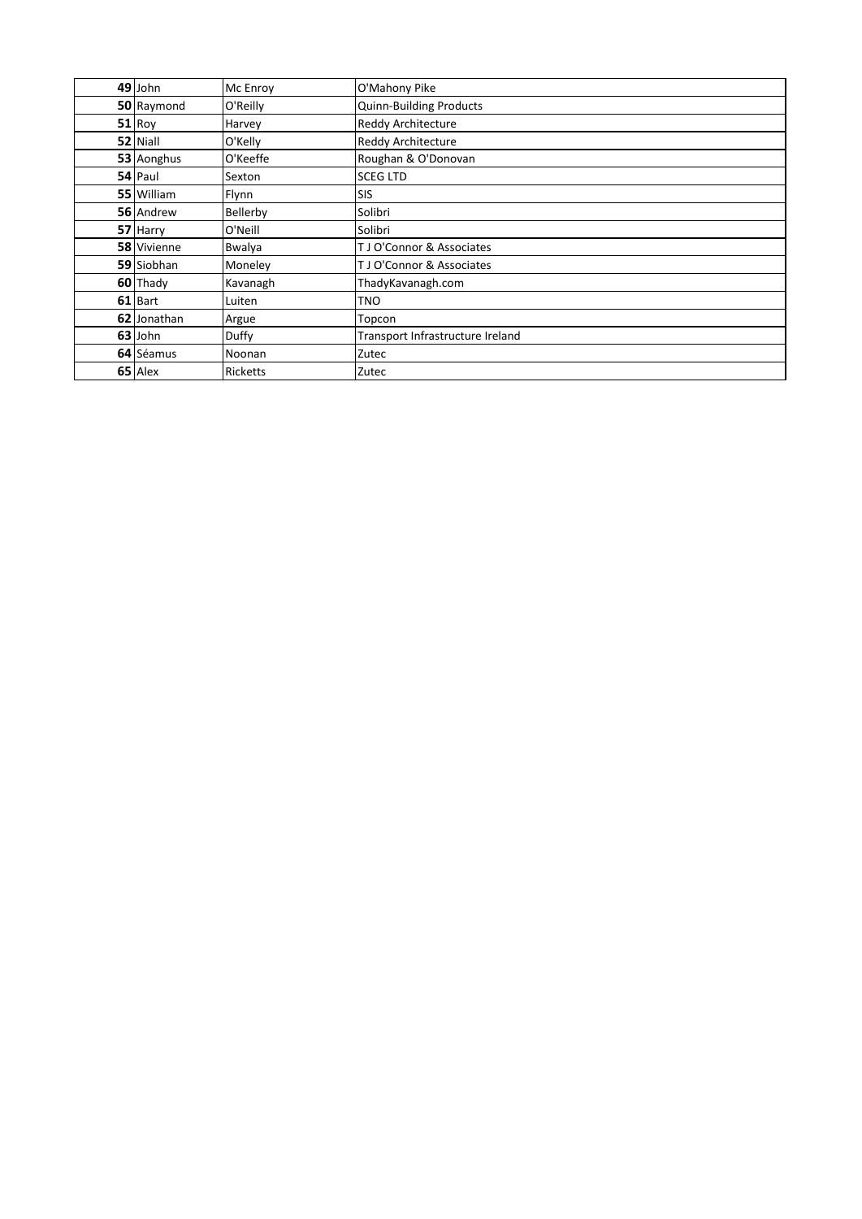| | | | |
|---|---|---|---|
| **49** | John | Mc Enroy | O'Mahony Pike |
| **50** | Raymond | O'Reilly | Quinn-Building Products |
| **51** | Roy | Harvey | Reddy Architecture |
| **52** | Niall | O'Kelly | Reddy Architecture |
| **53** | Aonghus | O'Keeffe | Roughan & O'Donovan |
| **54** | Paul | Sexton | SCEG LTD |
| **55** | William | Flynn | SIS |
| **56** | Andrew | Bellerby | Solibri |
| **57** | Harry | O'Neill | Solibri |
| **58** | Vivienne | Bwalya | T J O'Connor & Associates |
| **59** | Siobhan | Moneley | T J O'Connor & Associates |
| **60** | Thady | Kavanagh | ThadyKavanagh.com |
| **61** | Bart | Luiten | TNO |
| **62** | Jonathan | Argue | Topcon |
| **63** | John | Duffy | Transport Infrastructure Ireland |
| **64** | Séamus | Noonan | Zutec |
| **65** | Alex | Ricketts | Zutec |